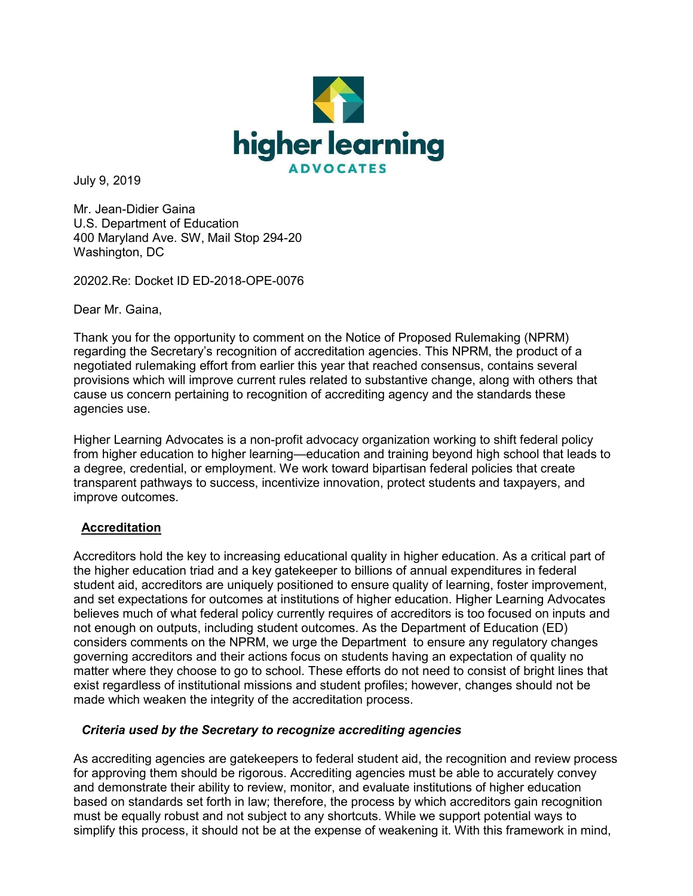higher learning

ADVOCATES

July 9, 2019

Mr. Jean-Didier Gaina
U.S. Department of Education
400 Maryland Ave. SW, Mail Stop 294-20
Washington, DC

20202.Re: Docket ID ED-2018-OPE-0076

Dear Mr. Gaina,

Thank you for the opportunity to comment on the Notice of Proposed Rulemaking (NPRM) regarding the Secretary's recognition of accreditation agencies. This NPRM, the product of a negotiated rulemaking effort from earlier this year that reached consensus, contains several provisions which will improve current rules related to substantive change, along with others that cause us concern pertaining to recognition of accrediting agency and the standards these agencies use.

Higher Learning Advocates is a non-profit advocacy organization working to shift federal policy from higher education to higher learning—education and training beyond high school that leads to a degree, credential, or employment. We work toward bipartisan federal policies that create transparent pathways to success, incentivize innovation, protect students and taxpayers, and improve outcomes.

## Accreditation

Accreditors hold the key to increasing educational quality in higher education. As a critical part of the higher education triad and a key gatekeeper to billions of annual expenditures in federal student aid, accreditors are uniquely positioned to ensure quality of learning, foster improvement, and set expectations for outcomes at institutions of higher education. Higher Learning Advocates believes much of what federal policy currently requires of accreditors is too focused on inputs and not enough on outputs, including student outcomes. As the Department of Education (ED) considers comments on the NPRM, we urge the Department to ensure any regulatory changes governing accreditors and their actions focus on students having an expectation of quality no matter where they choose to go to school. These efforts do not need to consist of bright lines that exist regardless of institutional missions and student profiles; however, changes should not be made which weaken the integrity of the accreditation process.

### *Criteria used by the Secretary to recognize accrediting agencies*

As accrediting agencies are gatekeepers to federal student aid, the recognition and review process for approving them should be rigorous. Accrediting agencies must be able to accurately convey and demonstrate their ability to review, monitor, and evaluate institutions of higher education based on standards set forth in law; therefore, the process by which accreditors gain recognition must be equally robust and not subject to any shortcuts. While we support potential ways to simplify this process, it should not be at the expense of weakening it. With this framework in mind,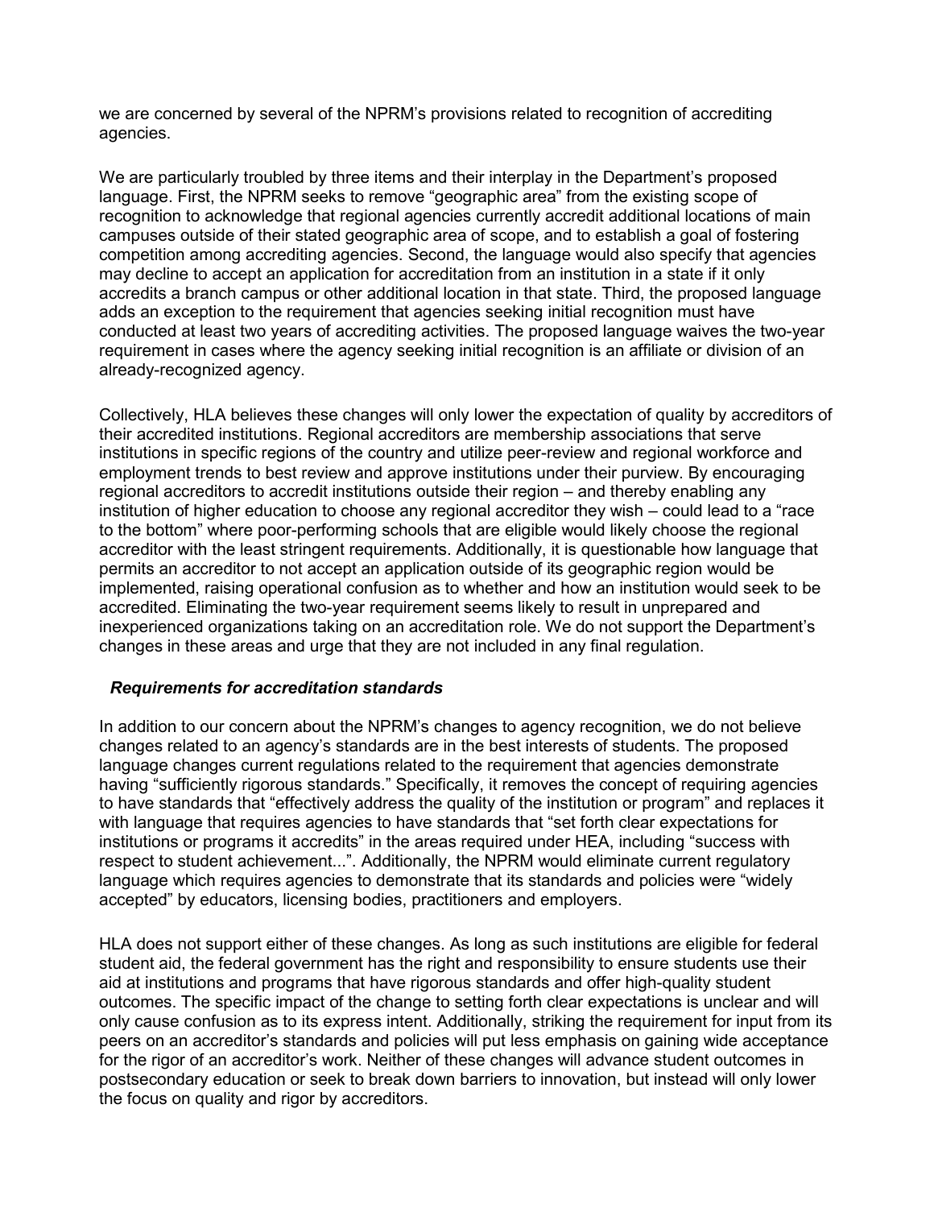we are concerned by several of the NPRM's provisions related to recognition of accrediting agencies.

We are particularly troubled by three items and their interplay in the Department's proposed language. First, the NPRM seeks to remove "geographic area" from the existing scope of recognition to acknowledge that regional agencies currently accredit additional locations of main campuses outside of their stated geographic area of scope, and to establish a goal of fostering competition among accrediting agencies. Second, the language would also specify that agencies may decline to accept an application for accreditation from an institution in a state if it only accredits a branch campus or other additional location in that state. Third, the proposed language adds an exception to the requirement that agencies seeking initial recognition must have conducted at least two years of accrediting activities. The proposed language waives the two-year requirement in cases where the agency seeking initial recognition is an affiliate or division of an already-recognized agency.

Collectively, HLA believes these changes will only lower the expectation of quality by accreditors of their accredited institutions. Regional accreditors are membership associations that serve institutions in specific regions of the country and utilize peer-review and regional workforce and employment trends to best review and approve institutions under their purview. By encouraging regional accreditors to accredit institutions outside their region – and thereby enabling any institution of higher education to choose any regional accreditor they wish – could lead to a "race to the bottom" where poor-performing schools that are eligible would likely choose the regional accreditor with the least stringent requirements. Additionally, it is questionable how language that permits an accreditor to not accept an application outside of its geographic region would be implemented, raising operational confusion as to whether and how an institution would seek to be accredited. Eliminating the two-year requirement seems likely to result in unprepared and inexperienced organizations taking on an accreditation role. We do not support the Department's changes in these areas and urge that they are not included in any final regulation.

***Requirements for accreditation standards***

In addition to our concern about the NPRM's changes to agency recognition, we do not believe changes related to an agency's standards are in the best interests of students. The proposed language changes current regulations related to the requirement that agencies demonstrate having "sufficiently rigorous standards." Specifically, it removes the concept of requiring agencies to have standards that "effectively address the quality of the institution or program" and replaces it with language that requires agencies to have standards that "set forth clear expectations for institutions or programs it accredits" in the areas required under HEA, including "success with respect to student achievement...". Additionally, the NPRM would eliminate current regulatory language which requires agencies to demonstrate that its standards and policies were "widely accepted" by educators, licensing bodies, practitioners and employers.

HLA does not support either of these changes. As long as such institutions are eligible for federal student aid, the federal government has the right and responsibility to ensure students use their aid at institutions and programs that have rigorous standards and offer high-quality student outcomes. The specific impact of the change to setting forth clear expectations is unclear and will only cause confusion as to its express intent. Additionally, striking the requirement for input from its peers on an accreditor's standards and policies will put less emphasis on gaining wide acceptance for the rigor of an accreditor's work. Neither of these changes will advance student outcomes in postsecondary education or seek to break down barriers to innovation, but instead will only lower the focus on quality and rigor by accreditors.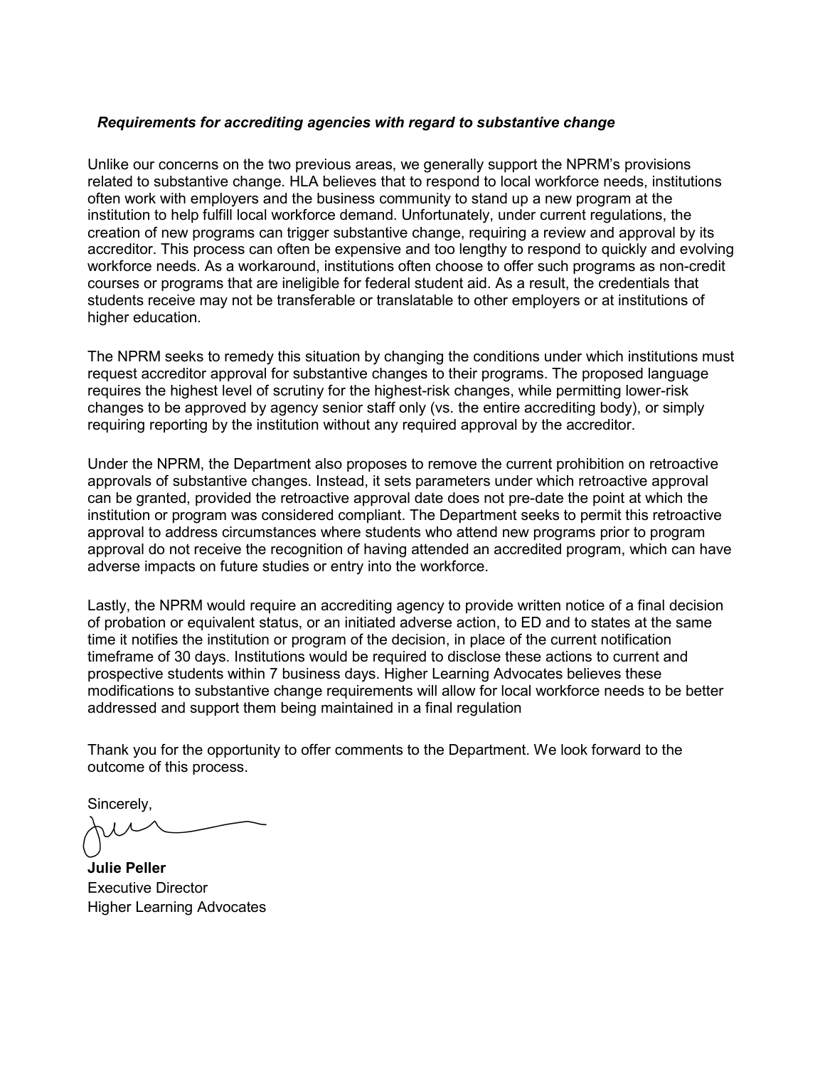***Requirements for accrediting agencies with regard to substantive change***

Unlike our concerns on the two previous areas, we generally support the NPRM's provisions related to substantive change. HLA believes that to respond to local workforce needs, institutions often work with employers and the business community to stand up a new program at the institution to help fulfill local workforce demand. Unfortunately, under current regulations, the creation of new programs can trigger substantive change, requiring a review and approval by its accreditor. This process can often be expensive and too lengthy to respond to quickly and evolving workforce needs. As a workaround, institutions often choose to offer such programs as non-credit courses or programs that are ineligible for federal student aid. As a result, the credentials that students receive may not be transferable or translatable to other employers or at institutions of higher education.

The NPRM seeks to remedy this situation by changing the conditions under which institutions must request accreditor approval for substantive changes to their programs. The proposed language requires the highest level of scrutiny for the highest-risk changes, while permitting lower-risk changes to be approved by agency senior staff only (vs. the entire accrediting body), or simply requiring reporting by the institution without any required approval by the accreditor.

Under the NPRM, the Department also proposes to remove the current prohibition on retroactive approvals of substantive changes. Instead, it sets parameters under which retroactive approval can be granted, provided the retroactive approval date does not pre-date the point at which the institution or program was considered compliant. The Department seeks to permit this retroactive approval to address circumstances where students who attend new programs prior to program approval do not receive the recognition of having attended an accredited program, which can have adverse impacts on future studies or entry into the workforce.

Lastly, the NPRM would require an accrediting agency to provide written notice of a final decision of probation or equivalent status, or an initiated adverse action, to ED and to states at the same time it notifies the institution or program of the decision, in place of the current notification timeframe of 30 days. Institutions would be required to disclose these actions to current and prospective students within 7 business days. Higher Learning Advocates believes these modifications to substantive change requirements will allow for local workforce needs to be better addressed and support them being maintained in a final regulation

Thank you for the opportunity to offer comments to the Department. We look forward to the outcome of this process.

Sincerely,

**Julie Peller**
Executive Director
Higher Learning Advocates